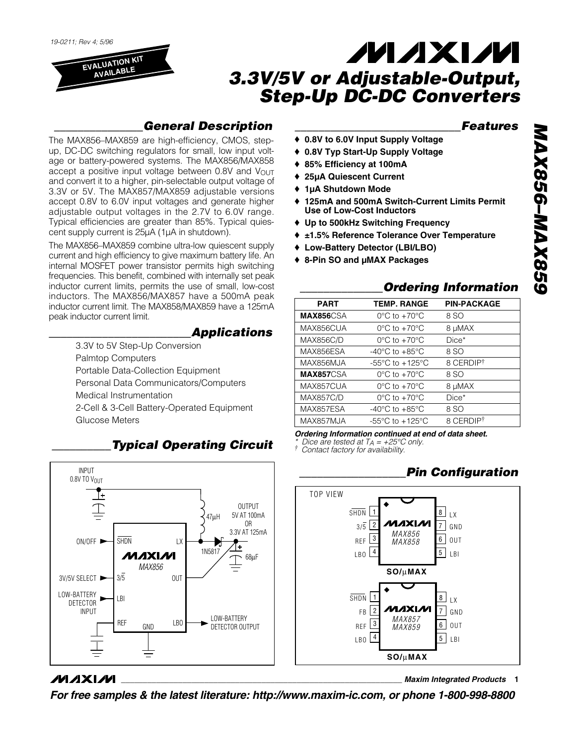19-0211; Rev 4; 5/96

EVALUATION KIT AVAILABLE

# 3.3V/5V or Adjustable-Output, Step-Up DC-DC Converters

## General Description

The MAX856–MAX859 are high-efficiency, CMOS, step-up, DC-DC switching regulators for small, low input voltage or battery-powered systems. The MAX856/MAX858 accept a positive input voltage between 0.8V and $V_{OUT}$ and convert it to a higher, pin-selectable output voltage of 3.3V or 5V. The MAX857/MAX859 adjustable versions accept 0.8V to 6.0V input voltages and generate higher adjustable output voltages in the 2.7V to 6.0V range. Typical efficiencies are greater than 85%. Typical quiescent supply current is 25µA (1µA in shutdown).

The MAX856–MAX859 combine ultra-low quiescent supply current and high efficiency to give maximum battery life. An internal MOSFET power transistor permits high switching frequencies. This benefit, combined with internally set peak inductor current limits, permits the use of small, low-cost inductors. The MAX856/MAX857 have a 500mA peak inductor current limit. The MAX858/MAX859 have a 125mA peak inductor current limit.

## Applications

- 3.3V to 5V Step-Up Conversion
- Palmtop Computers
- Portable Data-Collection Equipment
- Personal Data Communicators/Computers
- Medical Instrumentation
- 2-Cell & 3-Cell Battery-Operated Equipment
- Glucose Meters

## Features

- ♦ 0.8V to 6.0V Input Supply Voltage
- ♦ 0.8V Typ Start-Up Supply Voltage
- ♦ 85% Efficiency at 100mA
- ♦ 25µA Quiescent Current
- ♦ 1µA Shutdown Mode
- ♦ 125mA and 500mA Switch-Current Limits Permit Use of Low-Cost Inductors
- ♦ Up to 500kHz Switching Frequency
- ♦ ±1.5% Reference Tolerance Over Temperature
- ♦ Low-Battery Detector (LBI/LBO)
- ♦ 8-Pin SO and µMAX Packages

## Ordering Information

| PART | TEMP. RANGE | PIN-PACKAGE |
|---|---|---|
| **MAX856**CSA | 0°C to +70°C | 8 SO |
| MAX856CUA | 0°C to +70°C | 8 µMAX |
| MAX856C/D | 0°C to +70°C | Dice* |
| MAX856ESA | -40°C to +85°C | 8 SO |
| MAX856MJA | -55°C to +125°C | 8 CERDIP† |
| **MAX857**CSA | 0°C to +70°C | 8 SO |
| MAX857CUA | 0°C to +70°C | 8 µMAX |
| MAX857C/D | 0°C to +70°C | Dice* |
| MAX857ESA | -40°C to +85°C | 8 SO |
| MAX857MJA | -55°C to +125°C | 8 CERDIP† |

*Ordering Information continued at end of data sheet.*

\* Dice are tested at $T_A$ = +25°C only.

† Contact factory for availability.

## Typical Operating Circuit

INPUT 0.8V TO $V_{OUT}$; 47µH; OUTPUT 5V AT 100mA OR 3.3V AT 125mA; 1N5817; 68µF; ON/OFF → SHDN; 3V/5V SELECT → 3/5; LOW-BATTERY DETECTOR INPUT → LBI; REF; GND; LX; OUT; LBO → LOW-BATTERY DETECTOR OUTPUT; MAX856

## Pin Configuration

TOP VIEW

MAX856/MAX858 (SO/µMAX): 1 SHDN, 2 3/5, 3 REF, 4 LBO, 5 LBI, 6 OUT, 7 GND, 8 LX

MAX857/MAX859 (SO/µMAX): 1 SHDN, 2 FB, 3 REF, 4 LBO, 5 LBI, 6 OUT, 7 GND, 8 LX

Maxim Integrated Products

*For free samples & the latest literature: http://www.maxim-ic.com, or phone 1-800-998-8800*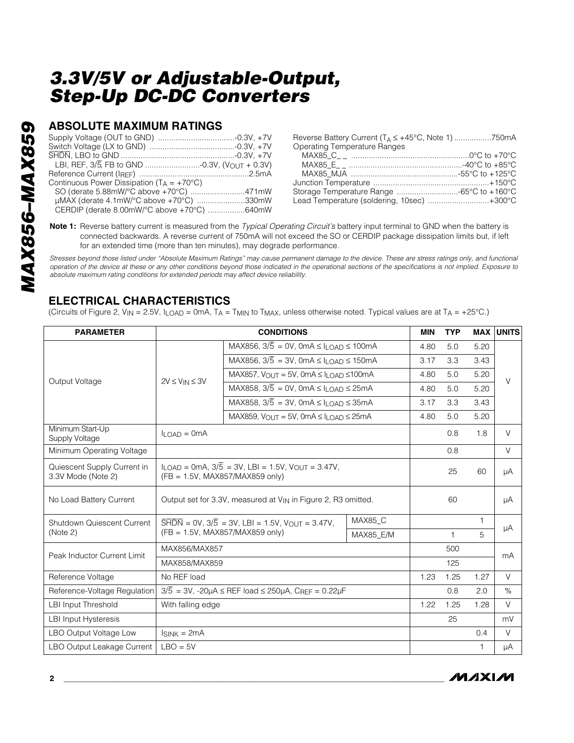# 3.3V/5V or Adjustable-Output, Step-Up DC-DC Converters

## ABSOLUTE MAXIMUM RATINGS

Supply Voltage (OUT to GND) ....................................-0.3V, +7V
Switch Voltage (LX to GND) .......................................-0.3V, +7V
$\overline{SHDN}$, LBO to GND .....................................................-0.3V, +7V
LBI, REF, 3/$\overline{5}$, FB to GND ..........................-0.3V, ($V_{OUT}$ + 0.3V)
Reference Current ($I_{REF}$) ..................................................2.5mA
Continuous Power Dissipation ($T_A$ = +70°C)
SO (derate 5.88mW/°C above +70°C) .........................471mW
μMAX (derate 4.1mW/°C above +70°C) ......................330mW
CERDIP (derate 8.00mW/°C above +70°C) .................640mW

Reverse Battery Current ($T_A$ ≤ +45°C, Note 1) .................750mA
Operating Temperature Ranges
MAX85_C_ _ .....................................................0°C to +70°C
MAX85_E_ _ ..................................................-40°C to +85°C
MAX85_MJA ................................................-55°C to +125°C
Junction Temperature .....................................................+150°C
Storage Temperature Range ............................-65°C to +160°C
Lead Temperature (soldering, 10sec) ............................+300°C

**Note 1:** Reverse battery current is measured from the *Typical Operating Circuit's* battery input terminal to GND when the battery is connected backwards. A reverse current of 750mA will not exceed the SO or CERDIP package dissipation limits but, if left for an extended time (more than ten minutes), may degrade performance.

*Stresses beyond those listed under "Absolute Maximum Ratings" may cause permanent damage to the device. These are stress ratings only, and functional operation of the device at these or any other conditions beyond those indicated in the operational sections of the specifications is not implied. Exposure to absolute maximum rating conditions for extended periods may affect device reliability.*

## ELECTRICAL CHARACTERISTICS

(Circuits of Figure 2, $V_{IN}$ = 2.5V, $I_{LOAD}$ = 0mA, $T_A$ = $T_{MIN}$ to $T_{MAX}$, unless otherwise noted. Typical values are at $T_A$ = +25°C.)

| PARAMETER | CONDITIONS | | | MIN | TYP | MAX | UNITS |
|---|---|---|---|---|---|---|---|
| Output Voltage | 2V ≤ $V_{IN}$ ≤ 3V | MAX856, 3/$\overline{5}$ = 0V, 0mA ≤ $I_{LOAD}$ ≤ 100mA | | 4.80 | 5.0 | 5.20 | V |
| | | MAX856, 3/$\overline{5}$ = 3V, 0mA ≤ $I_{LOAD}$ ≤ 150mA | | 3.17 | 3.3 | 3.43 | |
| | | MAX857, $V_{OUT}$ = 5V, 0mA ≤ $I_{LOAD}$ ≤100mA | | 4.80 | 5.0 | 5.20 | |
| | | MAX858, 3/$\overline{5}$ = 0V, 0mA ≤ $I_{LOAD}$ ≤ 25mA | | 4.80 | 5.0 | 5.20 | |
| | | MAX858, 3/$\overline{5}$ = 3V, 0mA ≤ $I_{LOAD}$ ≤ 35mA | | 3.17 | 3.3 | 3.43 | |
| | | MAX859, $V_{OUT}$ = 5V, 0mA ≤ $I_{LOAD}$ ≤ 25mA | | 4.80 | 5.0 | 5.20 | |
| Minimum Start-Up Supply Voltage | $I_{LOAD}$ = 0mA | | | | 0.8 | 1.8 | V |
| Minimum Operating Voltage | | | | | 0.8 | | V |
| Quiescent Supply Current in 3.3V Mode (Note 2) | $I_{LOAD}$ = 0mA, 3/$\overline{5}$ = 3V, LBI = 1.5V, $V_{OUT}$ = 3.47V, (FB = 1.5V, MAX857/MAX859 only) | | | | 25 | 60 | μA |
| No Load Battery Current | Output set for 3.3V, measured at $V_{IN}$ in Figure 2, R3 omitted. | | | | 60 | | μA |
| Shutdown Quiescent Current (Note 2) | $\overline{SHDN}$ = 0V, 3/$\overline{5}$ = 3V, LBI = 1.5V, $V_{OUT}$ = 3.47V, (FB = 1.5V, MAX857/MAX859 only) | | MAX85_C | | | 1 | μA |
| | | | MAX85_E/M | | 1 | 5 | |
| Peak Inductor Current Limit | MAX856/MAX857 | | | | 500 | | mA |
| | MAX858/MAX859 | | | | 125 | | |
| Reference Voltage | No REF load | | | 1.23 | 1.25 | 1.27 | V |
| Reference-Voltage Regulation | 3/$\overline{5}$ = 3V, -20μA ≤ REF load ≤ 250μA, $C_{REF}$ = 0.22μF | | | | 0.8 | 2.0 | % |
| LBI Input Threshold | With falling edge | | | 1.22 | 1.25 | 1.28 | V |
| LBI Input Hysteresis | | | | | 25 | | mV |
| LBO Output Voltage Low | $I_{SINK}$ = 2mA | | | | | 0.4 | V |
| LBO Output Leakage Current | LBO = 5V | | | | | 1 | μA |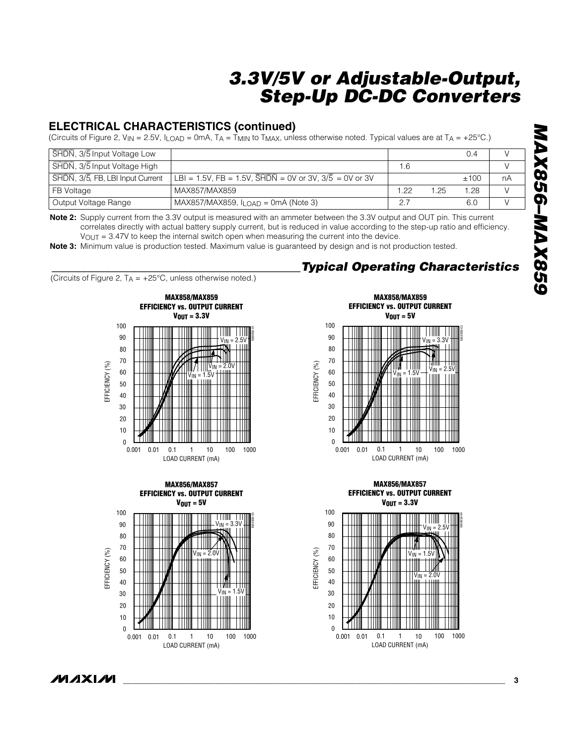## ELECTRICAL CHARACTERISTICS (continued)

(Circuits of Figure 2, $V_{IN}$ = 2.5V, $I_{LOAD}$ = 0mA, $T_A$ = $T_{MIN}$ to $T_{MAX}$, unless otherwise noted. Typical values are at $T_A$ = +25°C.)

| PARAMETER | CONDITIONS | MIN | TYP | MAX | UNITS |
|---|---|---|---|---|---|
| $\overline{SHDN}$, 3/$\overline{5}$ Input Voltage Low | | | | 0.4 | V |
| $\overline{SHDN}$, 3/$\overline{5}$ Input Voltage High | | 1.6 | | | V |
| $\overline{SHDN}$, 3/$\overline{5}$, FB, LBI Input Current | LBI = 1.5V, FB = 1.5V, $\overline{SHDN}$ = 0V or 3V, 3/$\overline{5}$ = 0V or 3V | | | ±100 | nA |
| FB Voltage | MAX857/MAX859 | 1.22 | 1.25 | 1.28 | V |
| Output Voltage Range | MAX857/MAX859, $I_{LOAD}$ = 0mA (Note 3) | 2.7 | | 6.0 | V |

**Note 2:** Supply current from the 3.3V output is measured with an ammeter between the 3.3V output and OUT pin. This current correlates directly with actual battery supply current, but is reduced in value according to the step-up ratio and efficiency. $V_{OUT}$ = 3.47V to keep the internal switch open when measuring the current into the device.

**Note 3:** Minimum value is production tested. Maximum value is guaranteed by design and is not production tested.

## *Typical Operating Characteristics*

(Circuits of Figure 2, $T_A$ = +25°C, unless otherwise noted.)

**MAX858/MAX859 EFFICIENCY vs. OUTPUT CURRENT $V_{OUT}$ = 3.3V**

**MAX858/MAX859 EFFICIENCY vs. OUTPUT CURRENT $V_{OUT}$ = 5V**

**MAX856/MAX857 EFFICIENCY vs. OUTPUT CURRENT $V_{OUT}$ = 5V**

**MAX856/MAX857 EFFICIENCY vs. OUTPUT CURRENT $V_{OUT}$ = 3.3V**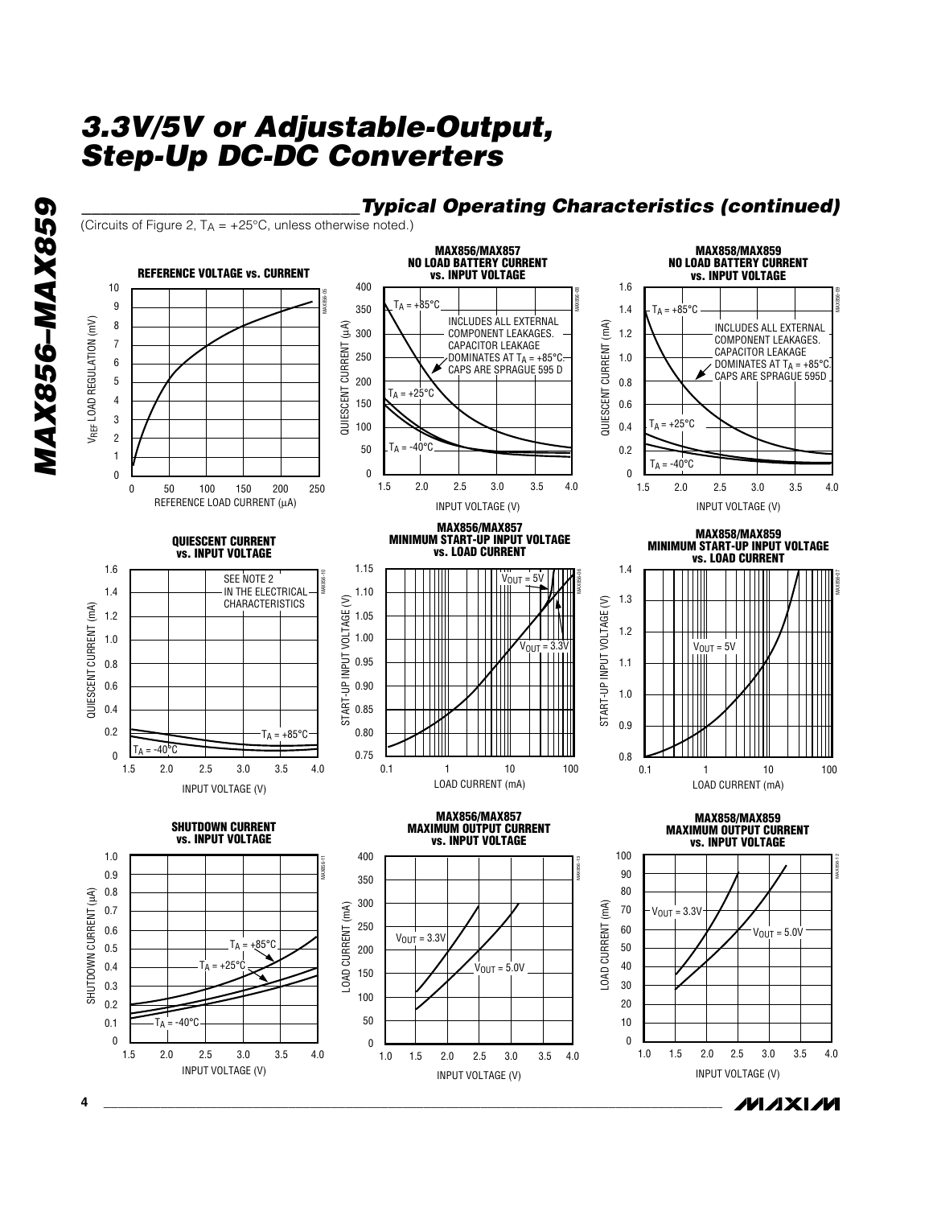## Typical Operating Characteristics (continued)

(Circuits of Figure 2, $T_A$ = +25°C, unless otherwise noted.)

**REFERENCE VOLTAGE vs. CURRENT**

$V_{REF}$ LOAD REGULATION (mV) vs. REFERENCE LOAD CURRENT (µA)

**MAX856/MAX857 NO LOAD BATTERY CURRENT vs. INPUT VOLTAGE**

QUIESCENT CURRENT (µA) vs. INPUT VOLTAGE (V)

$T_A$ = +85°C, $T_A$ = +25°C, $T_A$ = -40°C

INCLUDES ALL EXTERNAL COMPONENT LEAKAGES. CAPACITOR LEAKAGE DOMINATES AT $T_A$ = +85°C. CAPS ARE SPRAGUE 595 D

**MAX858/MAX859 NO LOAD BATTERY CURRENT vs. INPUT VOLTAGE**

QUIESCENT CURRENT (mA) vs. INPUT VOLTAGE (V)

$T_A$ = +85°C, $T_A$ = +25°C, $T_A$ = -40°C

INCLUDES ALL EXTERNAL COMPONENT LEAKAGES. CAPACITOR LEAKAGE DOMINATES AT $T_A$ = +85°C. CAPS ARE SPRAGUE 595D

**QUIESCENT CURRENT vs. INPUT VOLTAGE**

QUIESCENT CURRENT (mA) vs. INPUT VOLTAGE (V)

SEE NOTE 2 IN THE ELECTRICAL CHARACTERISTICS

$T_A$ = +85°C, $T_A$ = -40°C

**MAX856/MAX857 MINIMUM START-UP INPUT VOLTAGE vs. LOAD CURRENT**

START-UP INPUT VOLTAGE (V) vs. LOAD CURRENT (mA)

$V_{OUT}$ = 5V, $V_{OUT}$ = 3.3V

**MAX858/MAX859 MINIMUM START-UP INPUT VOLTAGE vs. LOAD CURRENT**

START-UP INPUT VOLTAGE (V) vs. LOAD CURRENT (mA)

$V_{OUT}$ = 5V

**SHUTDOWN CURRENT vs. INPUT VOLTAGE**

SHUTDOWN CURRENT (µA) vs. INPUT VOLTAGE (V)

$T_A$ = +85°C, $T_A$ = +25°C, $T_A$ = -40°C

**MAX856/MAX857 MAXIMUM OUTPUT CURRENT vs. INPUT VOLTAGE**

LOAD CURRENT (mA) vs. INPUT VOLTAGE (V)

$V_{OUT}$ = 3.3V, $V_{OUT}$ = 5.0V

**MAX858/MAX859 MAXIMUM OUTPUT CURRENT vs. INPUT VOLTAGE**

LOAD CURRENT (mA) vs. INPUT VOLTAGE (V)

$V_{OUT}$ = 3.3V, $V_{OUT}$ = 5.0V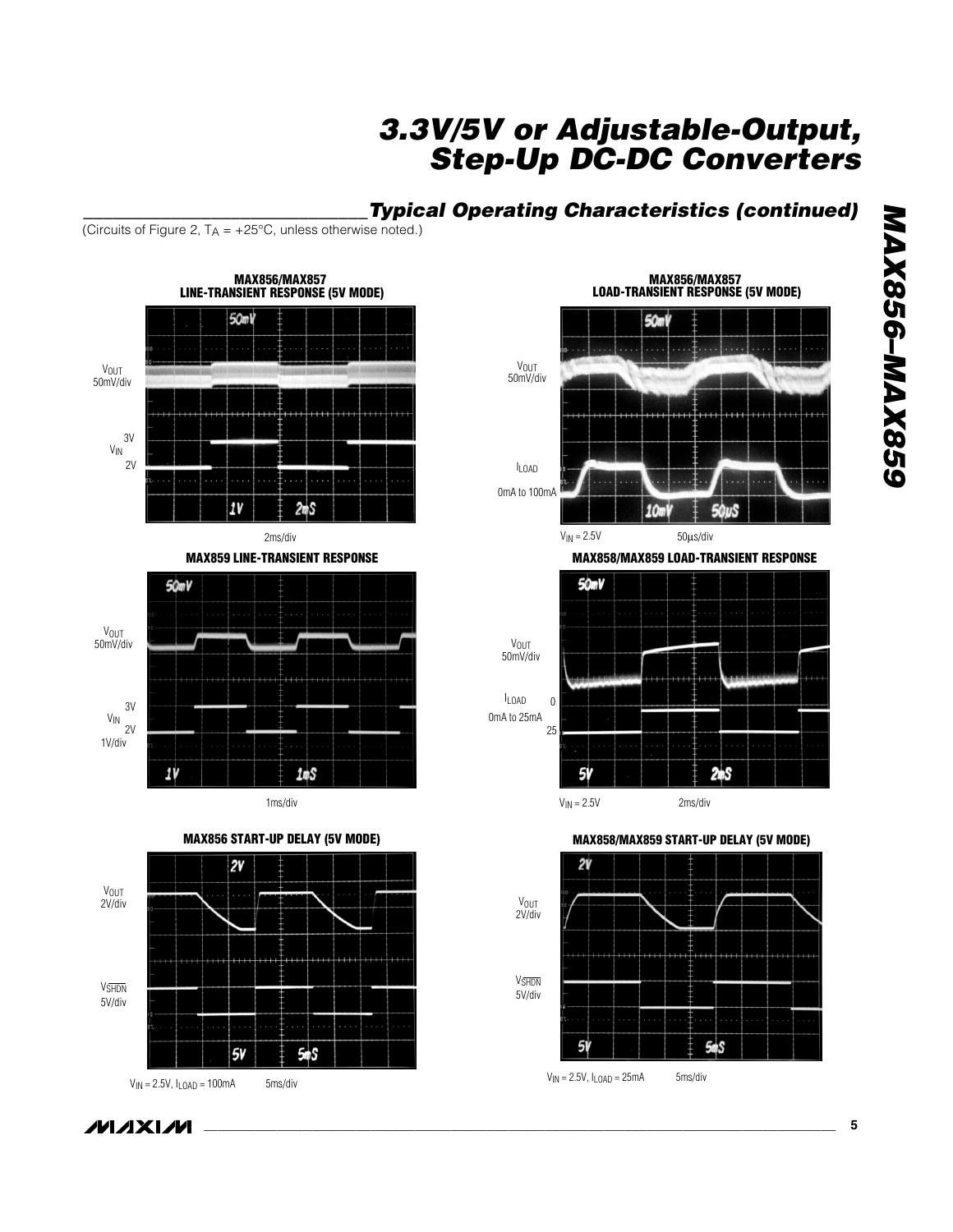## Typical Operating Characteristics (continued)

(Circuits of Figure 2, $T_A$ = +25°C, unless otherwise noted.)

**MAX856/MAX857 LINE-TRANSIENT RESPONSE (5V MODE)**

$V_{OUT}$ 50mV/div

$V_{IN}$ 3V / 2V

2ms/div

**MAX856/MAX857 LOAD-TRANSIENT RESPONSE (5V MODE)**

$V_{OUT}$ 50mV/div

$I_{LOAD}$ 0mA to 100mA

$V_{IN}$ = 2.5V 50µs/div

**MAX859 LINE-TRANSIENT RESPONSE**

$V_{OUT}$ 50mV/div

$V_{IN}$ 3V / 2V 1V/div

1ms/div

**MAX858/MAX859 LOAD-TRANSIENT RESPONSE**

$V_{OUT}$ 50mV/div

$I_{LOAD}$ 0mA to 25mA (0 / 25)

$V_{IN}$ = 2.5V 2ms/div

**MAX856 START-UP DELAY (5V MODE)**

$V_{OUT}$ 2V/div

$V_{\overline{SHDN}}$ 5V/div

$V_{IN}$ = 2.5V, $I_{LOAD}$ = 100mA 5ms/div

**MAX858/MAX859 START-UP DELAY (5V MODE)**

$V_{OUT}$ 2V/div

$V_{\overline{SHDN}}$ 5V/div

$V_{IN}$ = 2.5V, $I_{LOAD}$ = 25mA 5ms/div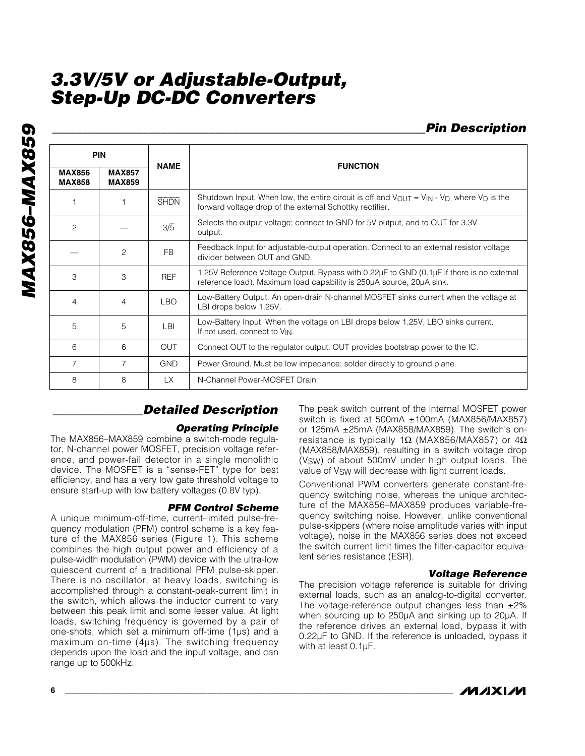## Pin Description

| PIN | | NAME | FUNCTION |
|---|---|---|---|
| MAX856 MAX858 | MAX857 MAX859 | | |
| 1 | 1 | $\overline{SHDN}$ | Shutdown Input. When low, the entire circuit is off and $V_{OUT} = V_{IN} - V_D$, where $V_D$ is the forward voltage drop of the external Schottky rectifier. |
| 2 | — | $3/\overline{5}$ | Selects the output voltage; connect to GND for 5V output, and to OUT for 3.3V output. |
| — | 2 | FB | Feedback Input for adjustable-output operation. Connect to an external resistor voltage divider between OUT and GND. |
| 3 | 3 | REF | 1.25V Reference Voltage Output. Bypass with 0.22µF to GND (0.1µF if there is no external reference load). Maximum load capability is 250µA source, 20µA sink. |
| 4 | 4 | LBO | Low-Battery Output. An open-drain N-channel MOSFET sinks current when the voltage at LBI drops below 1.25V. |
| 5 | 5 | LBI | Low-Battery Input. When the voltage on LBI drops below 1.25V, LBO sinks current. If not used, connect to $V_{IN}$. |
| 6 | 6 | OUT | Connect OUT to the regulator output. OUT provides bootstrap power to the IC. |
| 7 | 7 | GND | Power Ground. Must be low impedance; solder directly to ground plane. |
| 8 | 8 | LX | N-Channel Power-MOSFET Drain |

## Detailed Description

### Operating Principle

The MAX856–MAX859 combine a switch-mode regulator, N-channel power MOSFET, precision voltage reference, and power-fail detector in a single monolithic device. The MOSFET is a "sense-FET" type for best efficiency, and has a very low gate threshold voltage to ensure start-up with low battery voltages (0.8V typ).

### PFM Control Scheme

A unique minimum-off-time, current-limited pulse-frequency modulation (PFM) control scheme is a key feature of the MAX856 series (Figure 1). This scheme combines the high output power and efficiency of a pulse-width modulation (PWM) device with the ultra-low quiescent current of a traditional PFM pulse-skipper. There is no oscillator; at heavy loads, switching is accomplished through a constant-peak-current limit in the switch, which allows the inductor current to vary between this peak limit and some lesser value. At light loads, switching frequency is governed by a pair of one-shots, which set a minimum off-time (1µs) and a maximum on-time (4µs). The switching frequency depends upon the load and the input voltage, and can range up to 500kHz.

The peak switch current of the internal MOSFET power switch is fixed at 500mA ±100mA (MAX856/MAX857) or 125mA ±25mA (MAX858/MAX859). The switch's on-resistance is typically 1Ω (MAX856/MAX857) or 4Ω (MAX858/MAX859), resulting in a switch voltage drop ($V_{SW}$) of about 500mV under high output loads. The value of $V_{SW}$ will decrease with light current loads.

Conventional PWM converters generate constant-frequency switching noise, whereas the unique architecture of the MAX856–MAX859 produces variable-frequency switching noise. However, unlike conventional pulse-skippers (where noise amplitude varies with input voltage), noise in the MAX856 series does not exceed the switch current limit times the filter-capacitor equivalent series resistance (ESR).

### Voltage Reference

The precision voltage reference is suitable for driving external loads, such as an analog-to-digital converter. The voltage-reference output changes less than ±2% when sourcing up to 250µA and sinking up to 20µA. If the reference drives an external load, bypass it with 0.22µF to GND. If the reference is unloaded, bypass it with at least 0.1µF.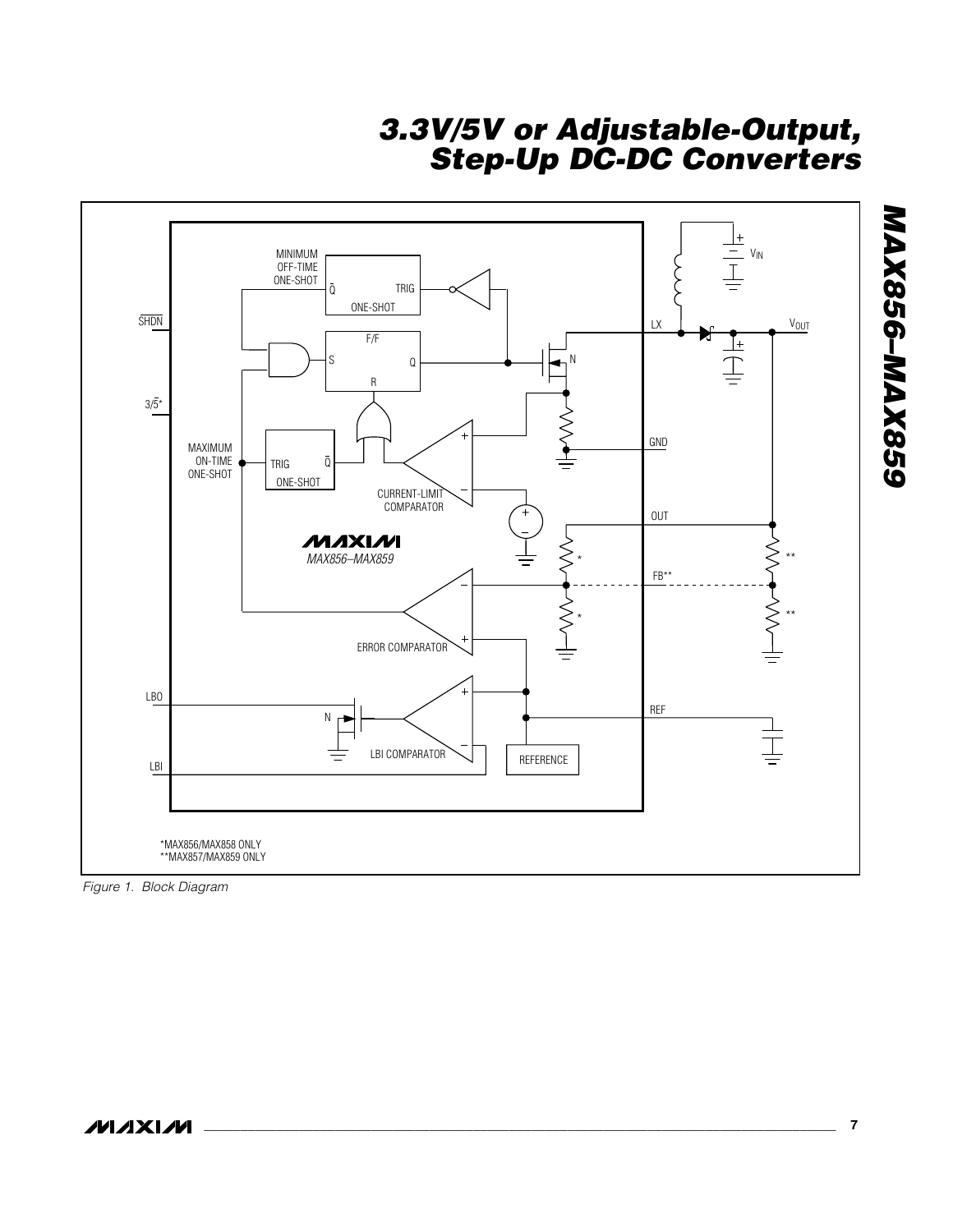MINIMUM OFF-TIME ONE-SHOT

Q̄ TRIG

ONE-SHOT

SHDN

F/F

S Q

R

N

LX

$V_{IN}$

$V_{OUT}$

3/5̄*

MAXIMUM ON-TIME ONE-SHOT

TRIG Q̄

ONE-SHOT

CURRENT-LIMIT COMPARATOR

GND

OUT

MAXIM

MAX856–MAX859

FB**

ERROR COMPARATOR

LBO

N

LBI COMPARATOR

REFERENCE

REF

LBI

*MAX856/MAX858 ONLY
**MAX857/MAX859 ONLY

*Figure 1. Block Diagram*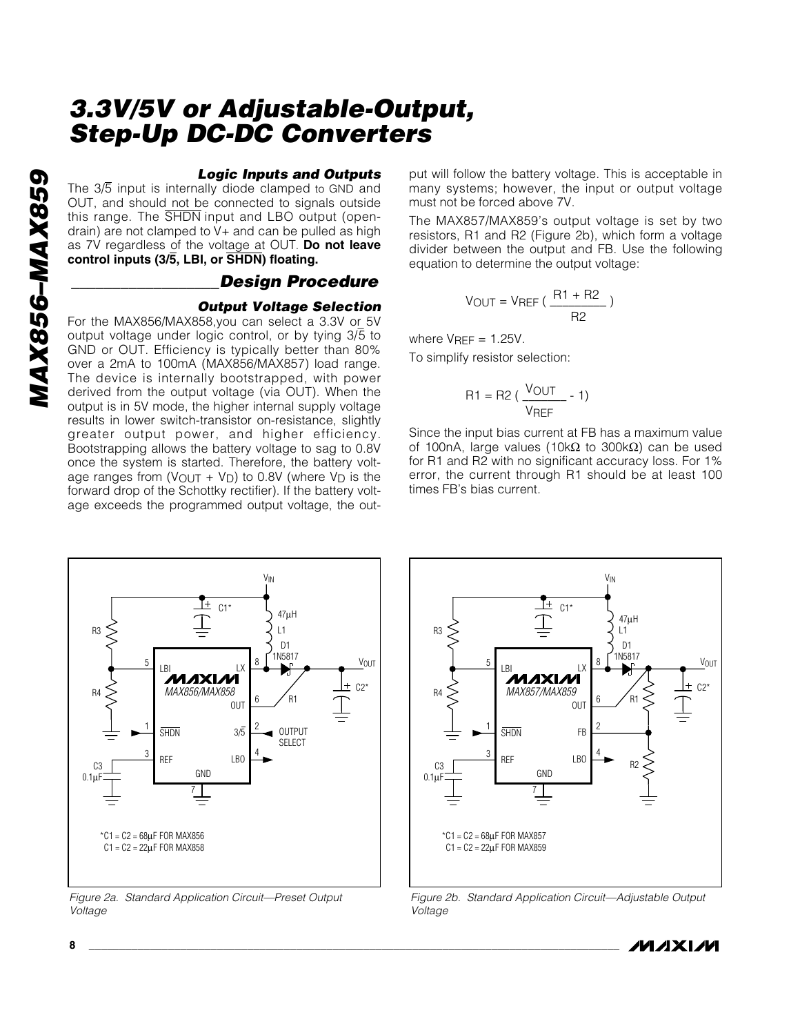### Logic Inputs and Outputs

The 3/$\overline{5}$ input is internally diode clamped to GND and OUT, and should not be connected to signals outside this range. The $\overline{\text{SHDN}}$ input and LBO output (open-drain) are not clamped to V+ and can be pulled as high as 7V regardless of the voltage at OUT. **Do not leave control inputs (3/$\overline{5}$, LBI, or $\overline{\text{SHDN}}$) floating.**

## Design Procedure

### Output Voltage Selection

For the MAX856/MAX858,you can select a 3.3V or 5V output voltage under logic control, or by tying 3/$\overline{5}$ to GND or OUT. Efficiency is typically better than 80% over a 2mA to 100mA (MAX856/MAX857) load range. The device is internally bootstrapped, with power derived from the output voltage (via OUT). When the output is in 5V mode, the higher internal supply voltage results in lower switch-transistor on-resistance, slightly greater output power, and higher efficiency. Bootstrapping allows the battery voltage to sag to 0.8V once the system is started. Therefore, the battery voltage ranges from ($V_{OUT}$ + $V_D$) to 0.8V (where $V_D$ is the forward drop of the Schottky rectifier). If the battery voltage exceeds the programmed output voltage, the output will follow the battery voltage. This is acceptable in many systems; however, the input or output voltage must not be forced above 7V.

The MAX857/MAX859's output voltage is set by two resistors, R1 and R2 (Figure 2b), which form a voltage divider between the output and FB. Use the following equation to determine the output voltage:

$$V_{OUT} = V_{REF}\left(\frac{R1 + R2}{R2}\right)$$

where $V_{REF}$ = 1.25V.

To simplify resistor selection:

$$R1 = R2\left(\frac{V_{OUT}}{V_{REF}} - 1\right)$$

Since the input bias current at FB has a maximum value of 100nA, large values (10kΩ to 300kΩ) can be used for R1 and R2 with no significant accuracy loss. For 1% error, the current through R1 should be at least 100 times FB's bias current.

*C1 = C2 = 68µF FOR MAX856
C1 = C2 = 22µF FOR MAX858

*Figure 2a. Standard Application Circuit—Preset Output Voltage*

*C1 = C2 = 68µF FOR MAX857
C1 = C2 = 22µF FOR MAX859

*Figure 2b. Standard Application Circuit—Adjustable Output Voltage*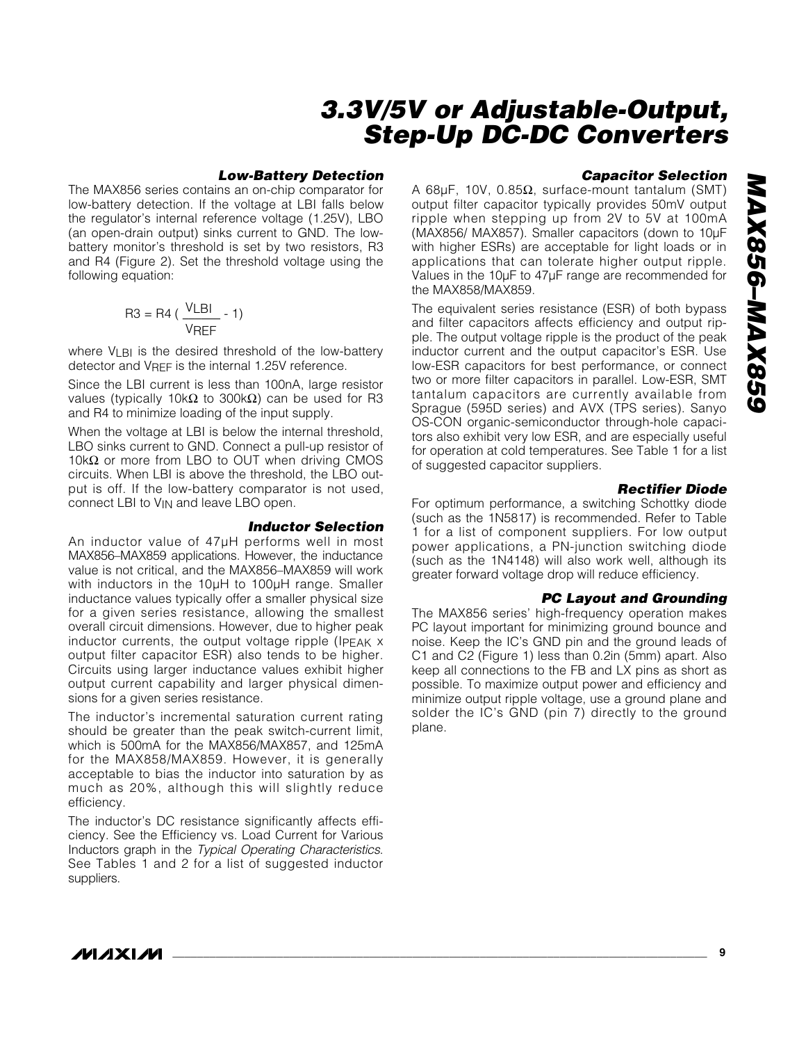### Low-Battery Detection

The MAX856 series contains an on-chip comparator for low-battery detection. If the voltage at LBI falls below the regulator's internal reference voltage (1.25V), LBO (an open-drain output) sinks current to GND. The low-battery monitor's threshold is set by two resistors, R3 and R4 (Figure 2). Set the threshold voltage using the following equation:

$$R3 = R4 \left( \frac{V_{LBI}}{V_{REF}} - 1 \right)$$

where $V_{LBI}$ is the desired threshold of the low-battery detector and $V_{REF}$ is the internal 1.25V reference.

Since the LBI current is less than 100nA, large resistor values (typically 10kΩ to 300kΩ) can be used for R3 and R4 to minimize loading of the input supply.

When the voltage at LBI is below the internal threshold, LBO sinks current to GND. Connect a pull-up resistor of 10kΩ or more from LBO to OUT when driving CMOS circuits. When LBI is above the threshold, the LBO output is off. If the low-battery comparator is not used, connect LBI to $V_{IN}$ and leave LBO open.

### Inductor Selection

An inductor value of 47µH performs well in most MAX856–MAX859 applications. However, the inductance value is not critical, and the MAX856–MAX859 will work with inductors in the 10µH to 100µH range. Smaller inductance values typically offer a smaller physical size for a given series resistance, allowing the smallest overall circuit dimensions. However, due to higher peak inductor currents, the output voltage ripple ($I_{PEAK}$ x output filter capacitor ESR) also tends to be higher. Circuits using larger inductance values exhibit higher output current capability and larger physical dimensions for a given series resistance.

The inductor's incremental saturation current rating should be greater than the peak switch-current limit, which is 500mA for the MAX856/MAX857, and 125mA for the MAX858/MAX859. However, it is generally acceptable to bias the inductor into saturation by as much as 20%, although this will slightly reduce efficiency.

The inductor's DC resistance significantly affects efficiency. See the Efficiency vs. Load Current for Various Inductors graph in the *Typical Operating Characteristics*. See Tables 1 and 2 for a list of suggested inductor suppliers.

### Capacitor Selection

A 68µF, 10V, 0.85Ω, surface-mount tantalum (SMT) output filter capacitor typically provides 50mV output ripple when stepping up from 2V to 5V at 100mA (MAX856/ MAX857). Smaller capacitors (down to 10µF with higher ESRs) are acceptable for light loads or in applications that can tolerate higher output ripple. Values in the 10µF to 47µF range are recommended for the MAX858/MAX859.

The equivalent series resistance (ESR) of both bypass and filter capacitors affects efficiency and output ripple. The output voltage ripple is the product of the peak inductor current and the output capacitor's ESR. Use low-ESR capacitors for best performance, or connect two or more filter capacitors in parallel. Low-ESR, SMT tantalum capacitors are currently available from Sprague (595D series) and AVX (TPS series). Sanyo OS-CON organic-semiconductor through-hole capacitors also exhibit very low ESR, and are especially useful for operation at cold temperatures. See Table 1 for a list of suggested capacitor suppliers.

### Rectifier Diode

For optimum performance, a switching Schottky diode (such as the 1N5817) is recommended. Refer to Table 1 for a list of component suppliers. For low output power applications, a PN-junction switching diode (such as the 1N4148) will also work well, although its greater forward voltage drop will reduce efficiency.

### PC Layout and Grounding

The MAX856 series' high-frequency operation makes PC layout important for minimizing ground bounce and noise. Keep the IC's GND pin and the ground leads of C1 and C2 (Figure 1) less than 0.2in (5mm) apart. Also keep all connections to the FB and LX pins as short as possible. To maximize output power and efficiency and minimize output ripple voltage, use a ground plane and solder the IC's GND (pin 7) directly to the ground plane.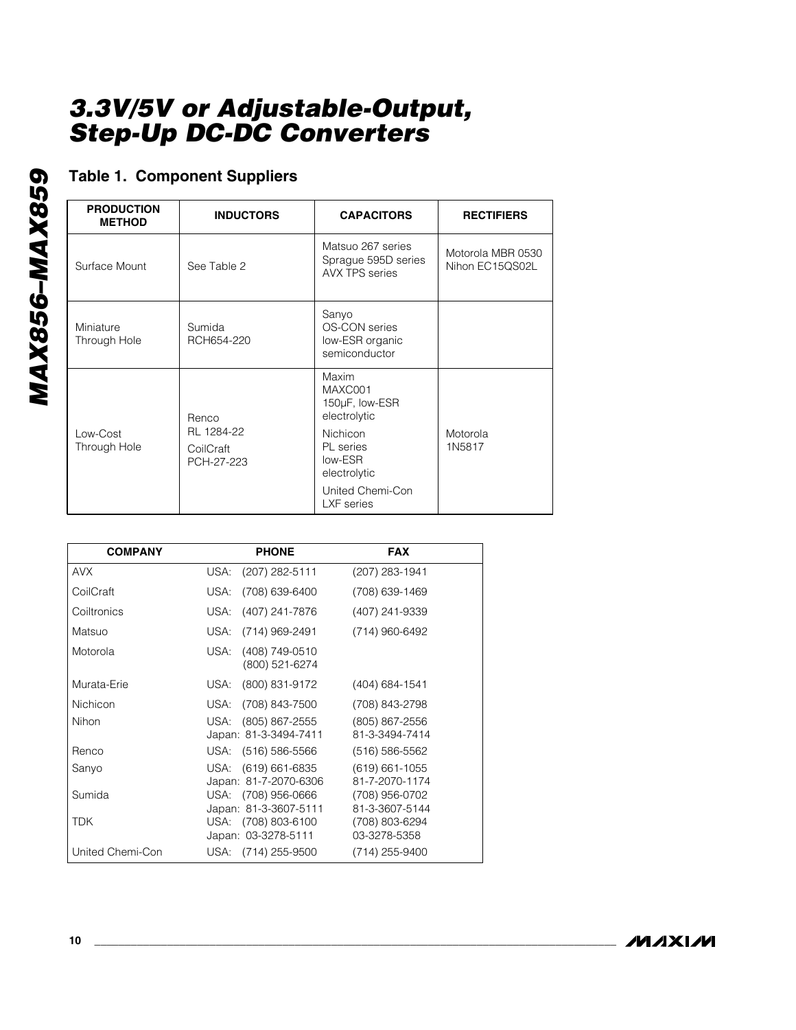## Table 1. Component Suppliers

| PRODUCTION METHOD | INDUCTORS | CAPACITORS | RECTIFIERS |
|---|---|---|---|
| Surface Mount | See Table 2 | Matsuo 267 series<br>Sprague 595D series<br>AVX TPS series | Motorola MBR 0530<br>Nihon EC15QS02L |
| Miniature Through Hole | Sumida RCH654-220 | Sanyo OS-CON series low-ESR organic semiconductor | |
| Low-Cost Through Hole | Renco RL 1284-22<br>CoilCraft PCH-27-223 | Maxim MAXC001 150µF, low-ESR electrolytic<br>Nichicon PL series low-ESR electrolytic<br>United Chemi-Con LXF series | Motorola 1N5817 |

| COMPANY | PHONE | FAX |
|---|---|---|
| AVX | USA: (207) 282-5111 | (207) 283-1941 |
| CoilCraft | USA: (708) 639-6400 | (708) 639-1469 |
| Coiltronics | USA: (407) 241-7876 | (407) 241-9339 |
| Matsuo | USA: (714) 969-2491 | (714) 960-6492 |
| Motorola | USA: (408) 749-0510<br>(800) 521-6274 | |
| Murata-Erie | USA: (800) 831-9172 | (404) 684-1541 |
| Nichicon | USA: (708) 843-7500 | (708) 843-2798 |
| Nihon | USA: (805) 867-2555<br>Japan: 81-3-3494-7411 | (805) 867-2556<br>81-3-3494-7414 |
| Renco | USA: (516) 586-5566 | (516) 586-5562 |
| Sanyo | USA: (619) 661-6835<br>Japan: 81-7-2070-6306 | (619) 661-1055<br>81-7-2070-1174 |
| Sumida | USA: (708) 956-0666<br>Japan: 81-3-3607-5111 | (708) 956-0702<br>81-3-3607-5144 |
| TDK | USA: (708) 803-6100<br>Japan: 03-3278-5111 | (708) 803-6294<br>03-3278-5358 |
| United Chemi-Con | USA: (714) 255-9500 | (714) 255-9400 |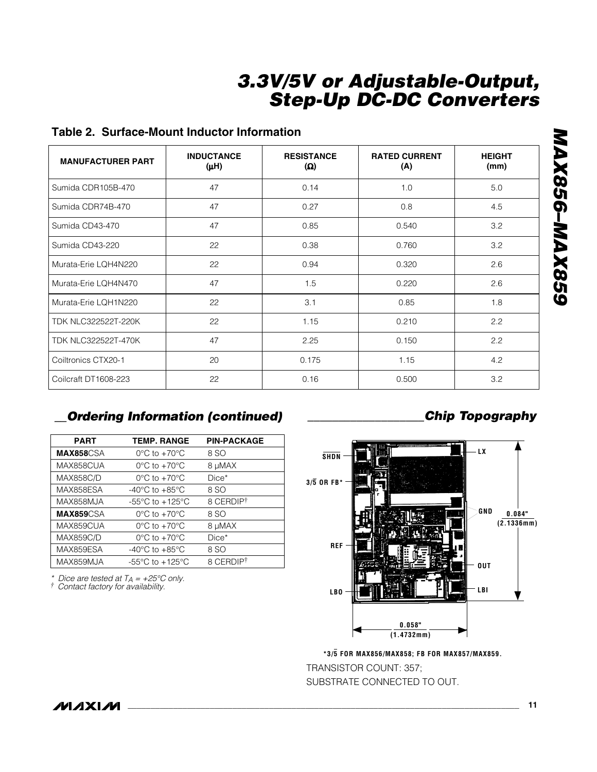### Table 2. Surface-Mount Inductor Information

| MANUFACTURER PART | INDUCTANCE (µH) | RESISTANCE (Ω) | RATED CURRENT (A) | HEIGHT (mm) |
|---|---|---|---|---|
| Sumida CDR105B-470 | 47 | 0.14 | 1.0 | 5.0 |
| Sumida CDR74B-470 | 47 | 0.27 | 0.8 | 4.5 |
| Sumida CD43-470 | 47 | 0.85 | 0.540 | 3.2 |
| Sumida CD43-220 | 22 | 0.38 | 0.760 | 3.2 |
| Murata-Erie LQH4N220 | 22 | 0.94 | 0.320 | 2.6 |
| Murata-Erie LQH4N470 | 47 | 1.5 | 0.220 | 2.6 |
| Murata-Erie LQH1N220 | 22 | 3.1 | 0.85 | 1.8 |
| TDK NLC322522T-220K | 22 | 1.15 | 0.210 | 2.2 |
| TDK NLC322522T-470K | 47 | 2.25 | 0.150 | 2.2 |
| Coiltronics CTX20-1 | 20 | 0.175 | 1.15 | 4.2 |
| Coilcraft DT1608-223 | 22 | 0.16 | 0.500 | 3.2 |

## Ordering Information (continued)

| PART | TEMP. RANGE | PIN-PACKAGE |
|---|---|---|
| **MAX858**CSA | 0°C to +70°C | 8 SO |
| MAX858CUA | 0°C to +70°C | 8 µMAX |
| MAX858C/D | 0°C to +70°C | Dice* |
| MAX858ESA | -40°C to +85°C | 8 SO |
| MAX858MJA | -55°C to +125°C | 8 CERDIP† |
| **MAX859**CSA | 0°C to +70°C | 8 SO |
| MAX859CUA | 0°C to +70°C | 8 µMAX |
| MAX859C/D | 0°C to +70°C | Dice* |
| MAX859ESA | -40°C to +85°C | 8 SO |
| MAX859MJA | -55°C to +125°C | 8 CERDIP† |

*\* Dice are tested at $T_A$ = +25°C only.*
*† Contact factory for availability.*

## Chip Topography

SHDN, 3/5 OR FB*, REF, LBO, LX, GND, OUT, LBI

0.084" (2.1336mm)

0.058" (1.4732mm)

*3/5 FOR MAX856/MAX858; FB FOR MAX857/MAX859.

TRANSISTOR COUNT: 357;
SUBSTRATE CONNECTED TO OUT.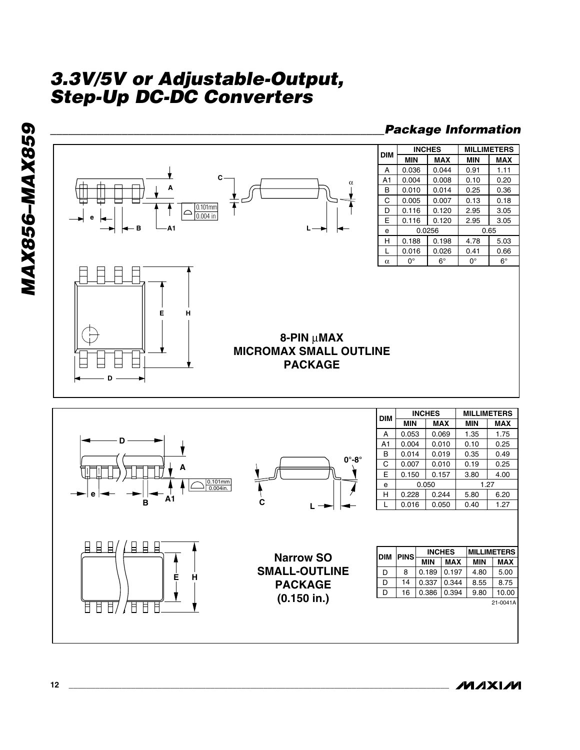## Package Information

| DIM | INCHES | | MILLIMETERS | |
|---|---|---|---|---|
| | MIN | MAX | MIN | MAX |
| A | 0.036 | 0.044 | 0.91 | 1.11 |
| A1 | 0.004 | 0.008 | 0.10 | 0.20 |
| B | 0.010 | 0.014 | 0.25 | 0.36 |
| C | 0.005 | 0.007 | 0.13 | 0.18 |
| D | 0.116 | 0.120 | 2.95 | 3.05 |
| E | 0.116 | 0.120 | 2.95 | 3.05 |
| e | 0.0256 | | 0.65 | |
| H | 0.188 | 0.198 | 4.78 | 5.03 |
| L | 0.016 | 0.026 | 0.41 | 0.66 |
| α | 0° | 6° | 0° | 6° |

**8-PIN μMAX MICROMAX SMALL OUTLINE PACKAGE**

| DIM | INCHES | | MILLIMETERS | |
|---|---|---|---|---|
| | MIN | MAX | MIN | MAX |
| A | 0.053 | 0.069 | 1.35 | 1.75 |
| A1 | 0.004 | 0.010 | 0.10 | 0.25 |
| B | 0.014 | 0.019 | 0.35 | 0.49 |
| C | 0.007 | 0.010 | 0.19 | 0.25 |
| E | 0.150 | 0.157 | 3.80 | 4.00 |
| e | 0.050 | | 1.27 | |
| H | 0.228 | 0.244 | 5.80 | 6.20 |
| L | 0.016 | 0.050 | 0.40 | 1.27 |

| DIM | PINS | INCHES | | MILLIMETERS | |
|---|---|---|---|---|---|
| | | MIN | MAX | MIN | MAX |
| D | 8 | 0.189 | 0.197 | 4.80 | 5.00 |
| D | 14 | 0.337 | 0.344 | 8.55 | 8.75 |
| D | 16 | 0.386 | 0.394 | 9.80 | 10.00 |

21-0041A

**Narrow SO SMALL-OUTLINE PACKAGE (0.150 in.)**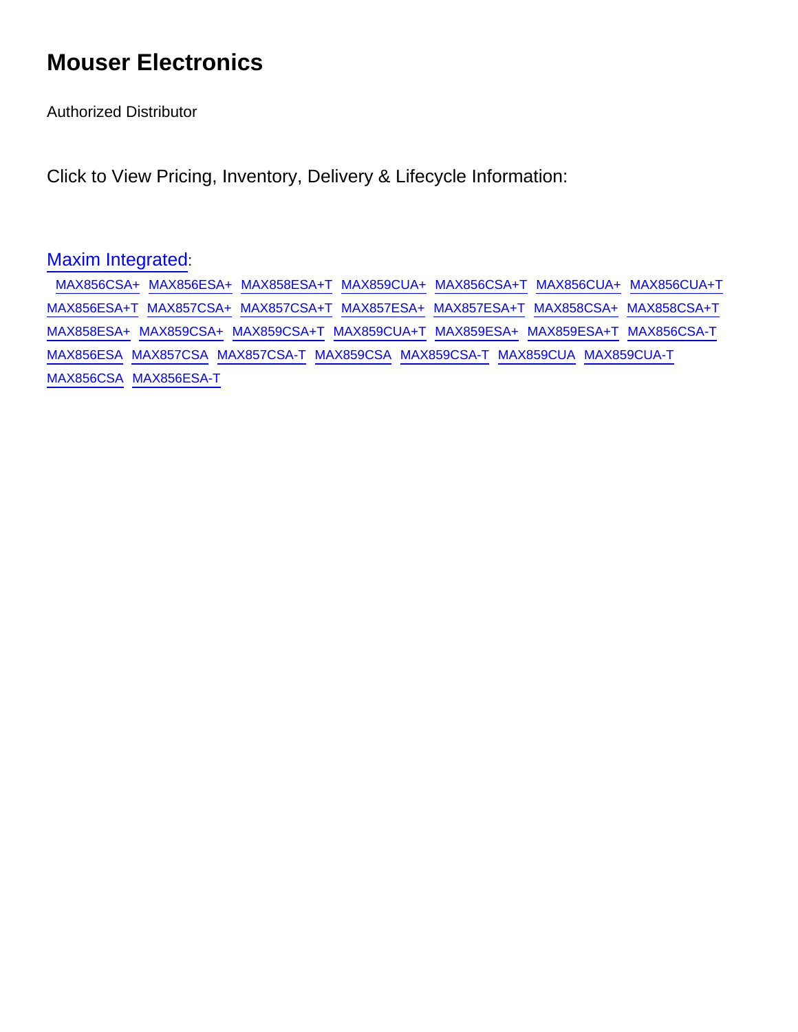# Mouser Electronics

Authorized Distributor

Click to View Pricing, Inventory, Delivery & Lifecycle Information:

Maxim Integrated:

MAX856CSA+ MAX856ESA+ MAX858ESA+T MAX859CUA+ MAX856CSA+T MAX856CUA+ MAX856CUA+T MAX856ESA+T MAX857CSA+ MAX857CSA+T MAX857ESA+ MAX857ESA+T MAX858CSA+ MAX858CSA+T MAX858ESA+ MAX859CSA+ MAX859CSA+T MAX859CUA+T MAX859ESA+ MAX859ESA+T MAX856CSA-T MAX856ESA MAX857CSA MAX857CSA-T MAX859CSA MAX859CSA-T MAX859CUA MAX859CUA-T MAX856CSA MAX856ESA-T